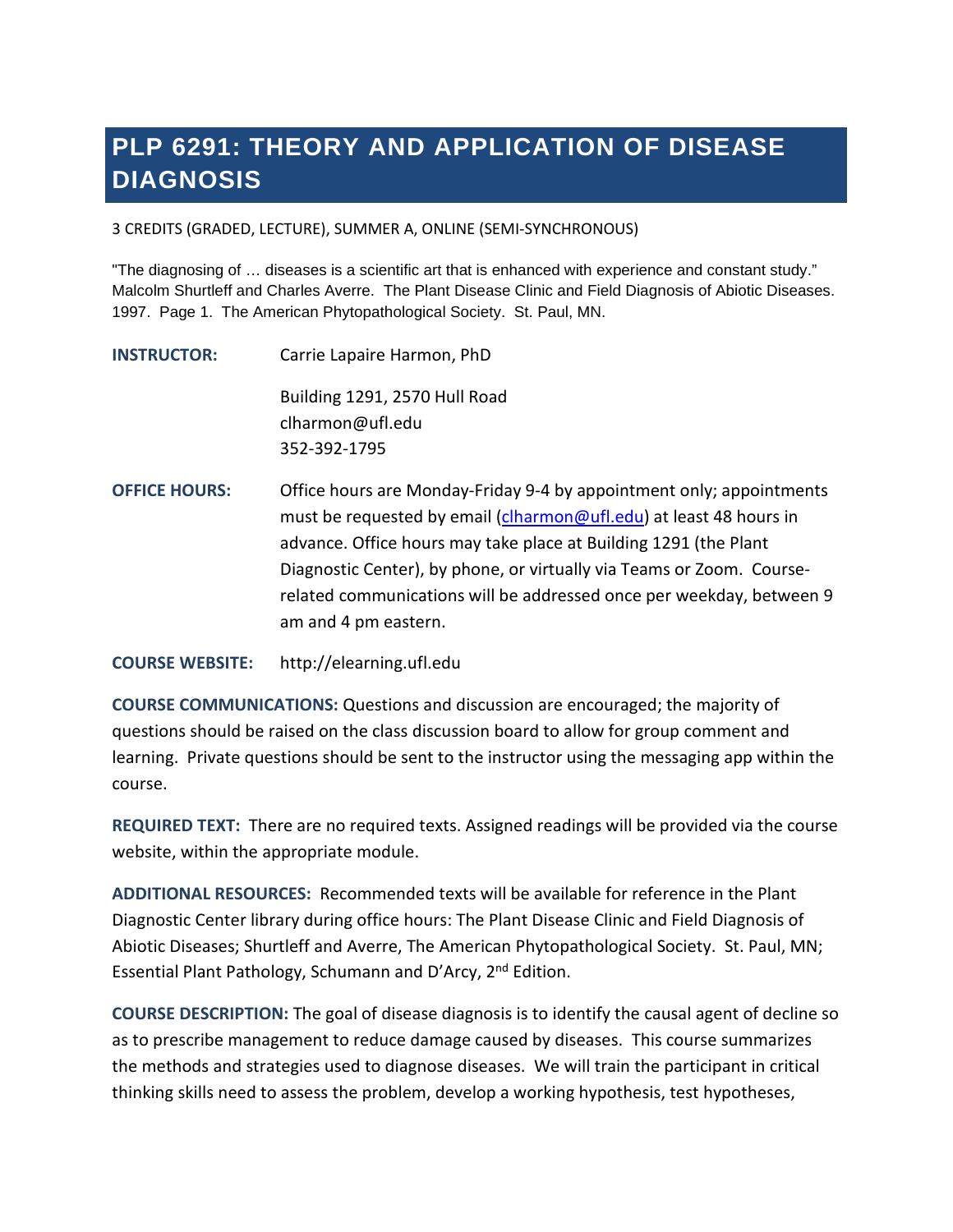# PLP 6291: THEORY AND APPLICATION OF DISEASE DIAGNOSIS

3 CREDITS (GRADED, LECTURE), SUMMER A, ONLINE (SEMI-SYNCHRONOUS)

"The diagnosing of … diseases is a scientific art that is enhanced with experience and constant study." Malcolm Shurtleff and Charles Averre. The Plant Disease Clinic and Field Diagnosis of Abiotic Diseases. 1997. Page 1. The American Phytopathological Society. St. Paul, MN.

**INSTRUCTOR:** Carrie Lapaire Harmon, PhD

Building 1291, 2570 Hull Road
clharmon@ufl.edu
352-392-1795

**OFFICE HOURS:** Office hours are Monday-Friday 9-4 by appointment only; appointments must be requested by email (clharmon@ufl.edu) at least 48 hours in advance. Office hours may take place at Building 1291 (the Plant Diagnostic Center), by phone, or virtually via Teams or Zoom. Course-related communications will be addressed once per weekday, between 9 am and 4 pm eastern.

**COURSE WEBSITE:** http://elearning.ufl.edu

**COURSE COMMUNICATIONS:** Questions and discussion are encouraged; the majority of questions should be raised on the class discussion board to allow for group comment and learning. Private questions should be sent to the instructor using the messaging app within the course.

**REQUIRED TEXT:** There are no required texts. Assigned readings will be provided via the course website, within the appropriate module.

**ADDITIONAL RESOURCES:** Recommended texts will be available for reference in the Plant Diagnostic Center library during office hours: The Plant Disease Clinic and Field Diagnosis of Abiotic Diseases; Shurtleff and Averre, The American Phytopathological Society. St. Paul, MN; Essential Plant Pathology, Schumann and D'Arcy, 2nd Edition.

**COURSE DESCRIPTION:** The goal of disease diagnosis is to identify the causal agent of decline so as to prescribe management to reduce damage caused by diseases. This course summarizes the methods and strategies used to diagnose diseases. We will train the participant in critical thinking skills need to assess the problem, develop a working hypothesis, test hypotheses,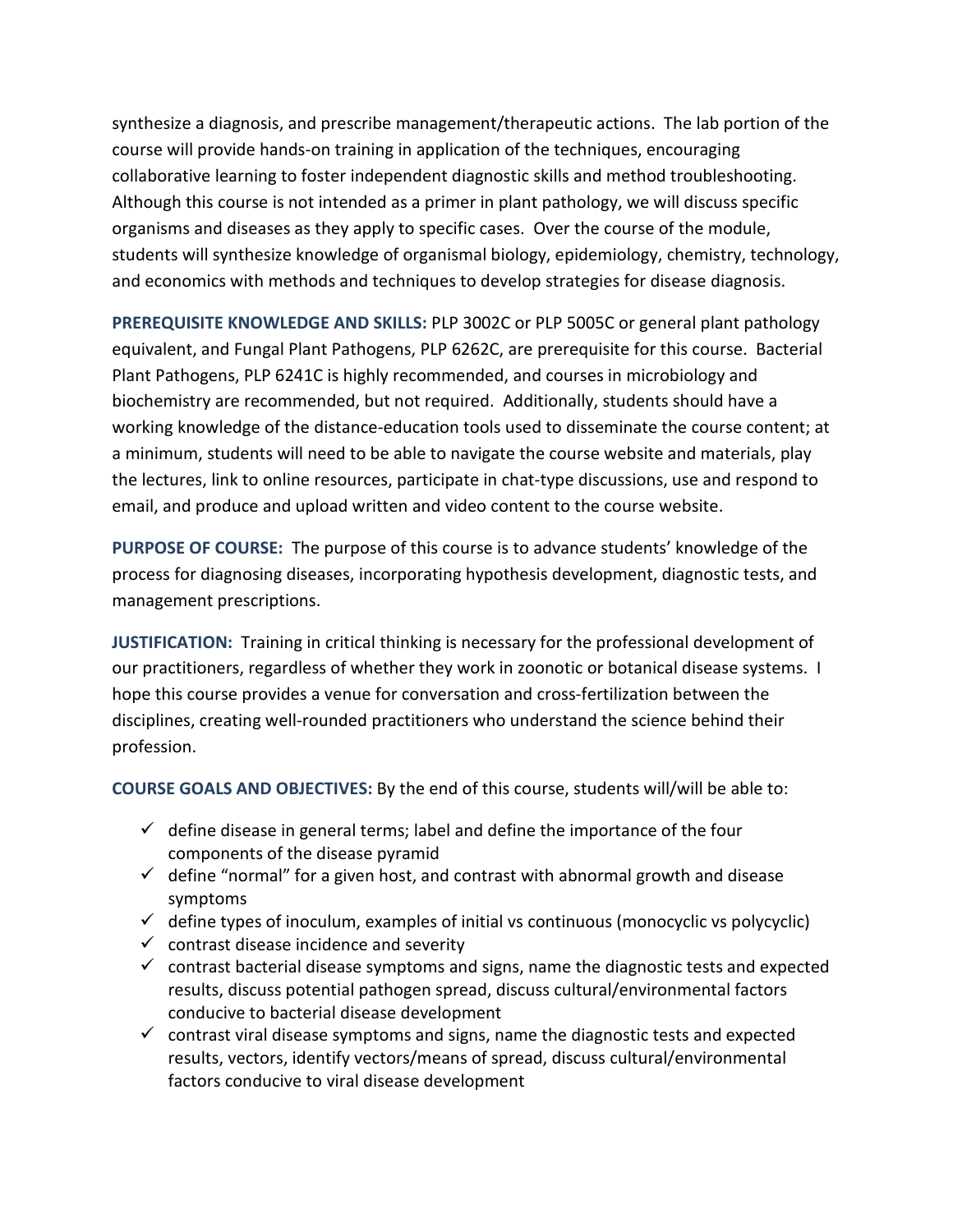synthesize a diagnosis, and prescribe management/therapeutic actions. The lab portion of the course will provide hands-on training in application of the techniques, encouraging collaborative learning to foster independent diagnostic skills and method troubleshooting. Although this course is not intended as a primer in plant pathology, we will discuss specific organisms and diseases as they apply to specific cases. Over the course of the module, students will synthesize knowledge of organismal biology, epidemiology, chemistry, technology, and economics with methods and techniques to develop strategies for disease diagnosis.

**PREREQUISITE KNOWLEDGE AND SKILLS:** PLP 3002C or PLP 5005C or general plant pathology equivalent, and Fungal Plant Pathogens, PLP 6262C, are prerequisite for this course. Bacterial Plant Pathogens, PLP 6241C is highly recommended, and courses in microbiology and biochemistry are recommended, but not required. Additionally, students should have a working knowledge of the distance-education tools used to disseminate the course content; at a minimum, students will need to be able to navigate the course website and materials, play the lectures, link to online resources, participate in chat-type discussions, use and respond to email, and produce and upload written and video content to the course website.

**PURPOSE OF COURSE:** The purpose of this course is to advance students' knowledge of the process for diagnosing diseases, incorporating hypothesis development, diagnostic tests, and management prescriptions.

**JUSTIFICATION:** Training in critical thinking is necessary for the professional development of our practitioners, regardless of whether they work in zoonotic or botanical disease systems. I hope this course provides a venue for conversation and cross-fertilization between the disciplines, creating well-rounded practitioners who understand the science behind their profession.

**COURSE GOALS AND OBJECTIVES:** By the end of this course, students will/will be able to:

- ✓ define disease in general terms; label and define the importance of the four components of the disease pyramid
- ✓ define "normal" for a given host, and contrast with abnormal growth and disease symptoms
- ✓ define types of inoculum, examples of initial vs continuous (monocyclic vs polycyclic)
- ✓ contrast disease incidence and severity
- ✓ contrast bacterial disease symptoms and signs, name the diagnostic tests and expected results, discuss potential pathogen spread, discuss cultural/environmental factors conducive to bacterial disease development
- ✓ contrast viral disease symptoms and signs, name the diagnostic tests and expected results, vectors, identify vectors/means of spread, discuss cultural/environmental factors conducive to viral disease development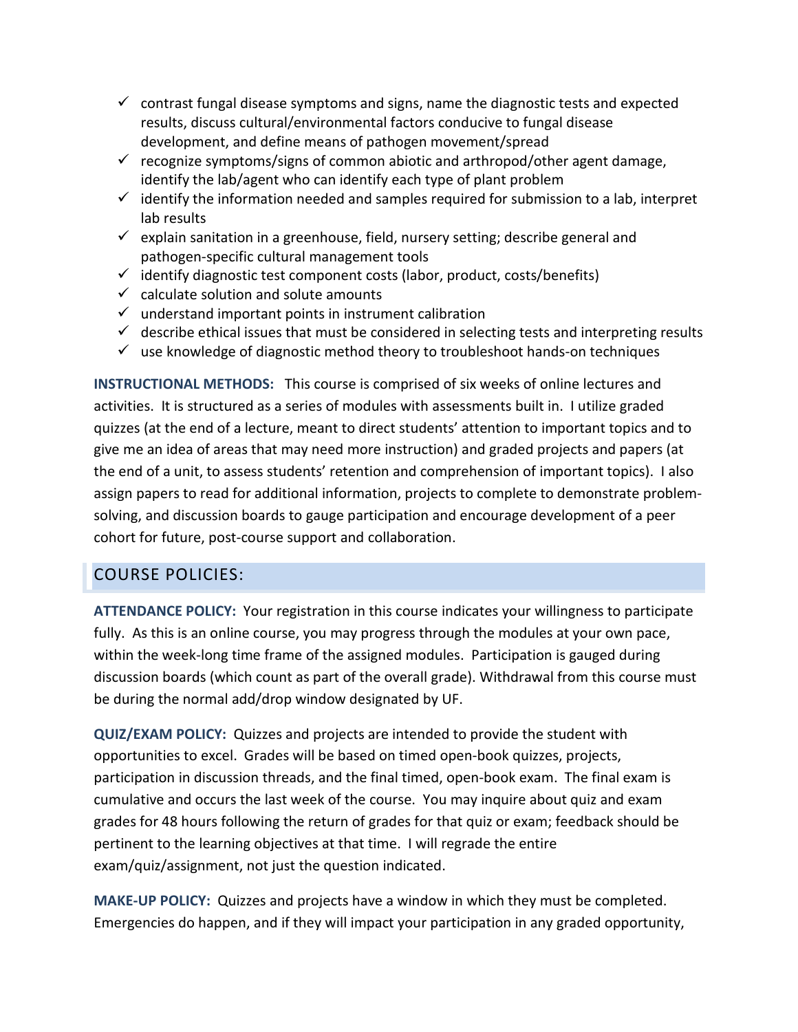- ✓ contrast fungal disease symptoms and signs, name the diagnostic tests and expected results, discuss cultural/environmental factors conducive to fungal disease development, and define means of pathogen movement/spread
- ✓ recognize symptoms/signs of common abiotic and arthropod/other agent damage, identify the lab/agent who can identify each type of plant problem
- ✓ identify the information needed and samples required for submission to a lab, interpret lab results
- ✓ explain sanitation in a greenhouse, field, nursery setting; describe general and pathogen-specific cultural management tools
- ✓ identify diagnostic test component costs (labor, product, costs/benefits)
- ✓ calculate solution and solute amounts
- ✓ understand important points in instrument calibration
- ✓ describe ethical issues that must be considered in selecting tests and interpreting results
- ✓ use knowledge of diagnostic method theory to troubleshoot hands-on techniques

**INSTRUCTIONAL METHODS:** This course is comprised of six weeks of online lectures and activities. It is structured as a series of modules with assessments built in. I utilize graded quizzes (at the end of a lecture, meant to direct students' attention to important topics and to give me an idea of areas that may need more instruction) and graded projects and papers (at the end of a unit, to assess students' retention and comprehension of important topics). I also assign papers to read for additional information, projects to complete to demonstrate problem-solving, and discussion boards to gauge participation and encourage development of a peer cohort for future, post-course support and collaboration.

## COURSE POLICIES:

**ATTENDANCE POLICY:** Your registration in this course indicates your willingness to participate fully. As this is an online course, you may progress through the modules at your own pace, within the week-long time frame of the assigned modules. Participation is gauged during discussion boards (which count as part of the overall grade). Withdrawal from this course must be during the normal add/drop window designated by UF.

**QUIZ/EXAM POLICY:** Quizzes and projects are intended to provide the student with opportunities to excel. Grades will be based on timed open-book quizzes, projects, participation in discussion threads, and the final timed, open-book exam. The final exam is cumulative and occurs the last week of the course. You may inquire about quiz and exam grades for 48 hours following the return of grades for that quiz or exam; feedback should be pertinent to the learning objectives at that time. I will regrade the entire exam/quiz/assignment, not just the question indicated.

**MAKE-UP POLICY:** Quizzes and projects have a window in which they must be completed. Emergencies do happen, and if they will impact your participation in any graded opportunity,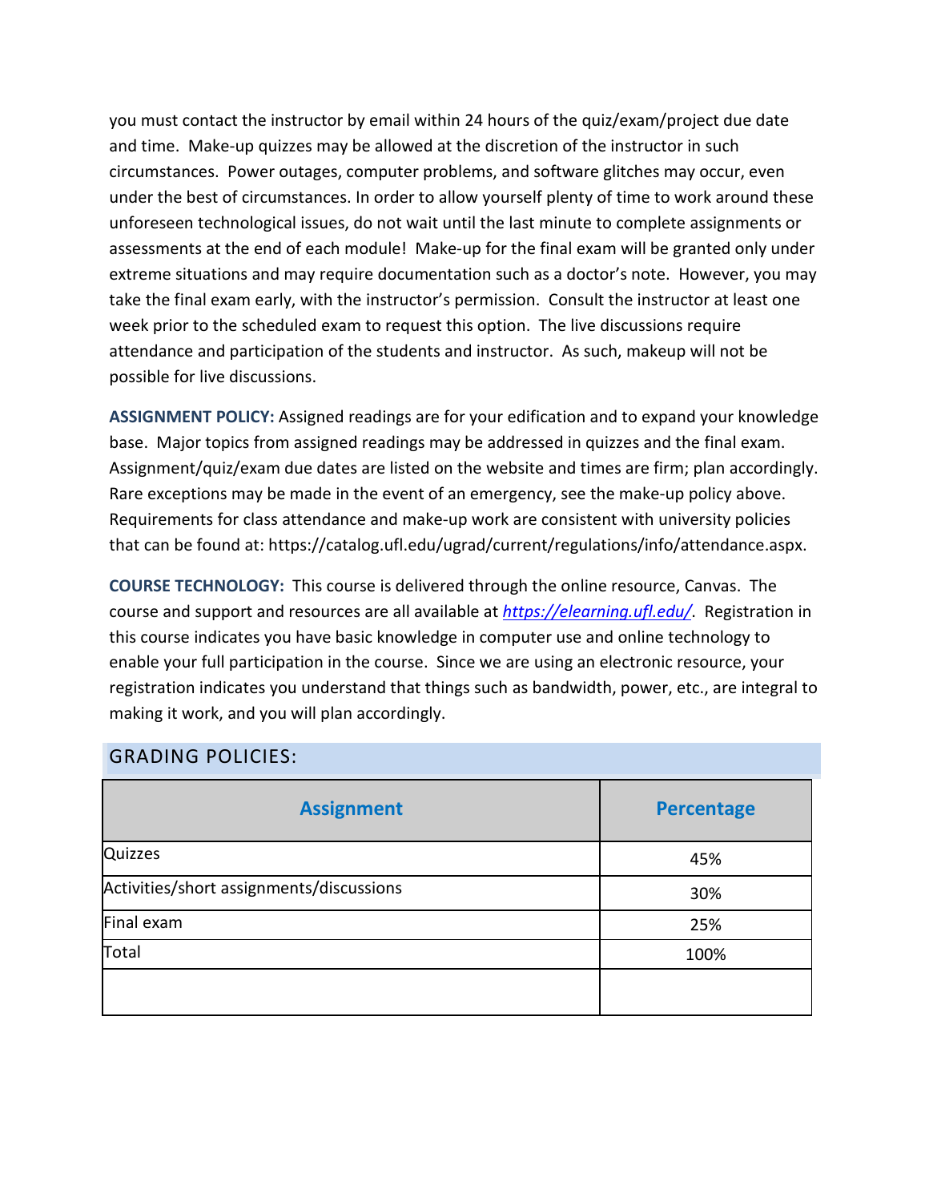you must contact the instructor by email within 24 hours of the quiz/exam/project due date and time. Make-up quizzes may be allowed at the discretion of the instructor in such circumstances. Power outages, computer problems, and software glitches may occur, even under the best of circumstances. In order to allow yourself plenty of time to work around these unforeseen technological issues, do not wait until the last minute to complete assignments or assessments at the end of each module! Make-up for the final exam will be granted only under extreme situations and may require documentation such as a doctor's note. However, you may take the final exam early, with the instructor's permission. Consult the instructor at least one week prior to the scheduled exam to request this option. The live discussions require attendance and participation of the students and instructor. As such, makeup will not be possible for live discussions.

**ASSIGNMENT POLICY:** Assigned readings are for your edification and to expand your knowledge base. Major topics from assigned readings may be addressed in quizzes and the final exam. Assignment/quiz/exam due dates are listed on the website and times are firm; plan accordingly. Rare exceptions may be made in the event of an emergency, see the make-up policy above. Requirements for class attendance and make-up work are consistent with university policies that can be found at: https://catalog.ufl.edu/ugrad/current/regulations/info/attendance.aspx.

**COURSE TECHNOLOGY:** This course is delivered through the online resource, Canvas. The course and support and resources are all available at [*https://elearning.ufl.edu/*](https://elearning.ufl.edu/). Registration in this course indicates you have basic knowledge in computer use and online technology to enable your full participation in the course. Since we are using an electronic resource, your registration indicates you understand that things such as bandwidth, power, etc., are integral to making it work, and you will plan accordingly.

## GRADING POLICIES:

| Assignment | Percentage |
|---|---|
| Quizzes | 45% |
| Activities/short assignments/discussions | 30% |
| Final exam | 25% |
| Total | 100% |
| | |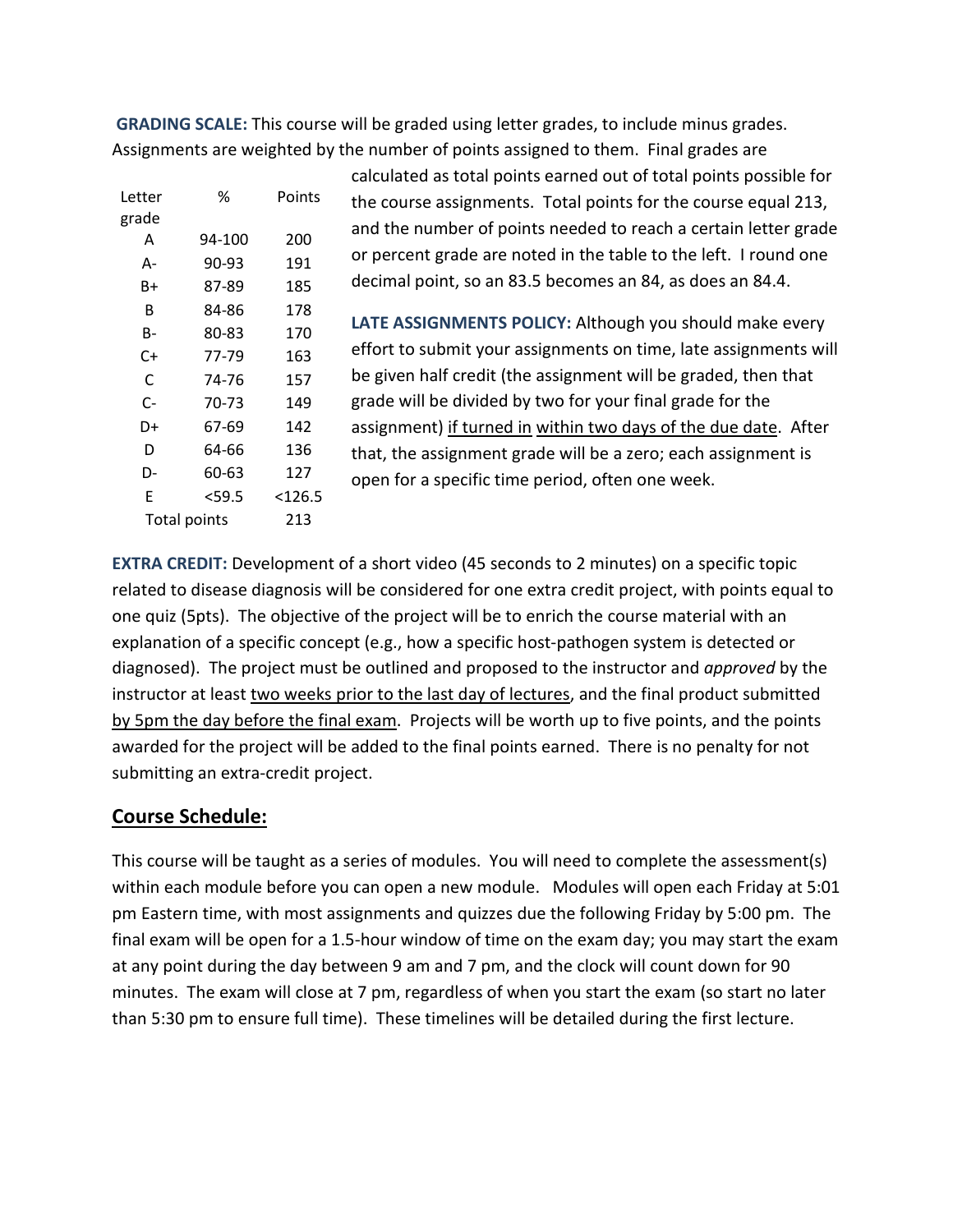**GRADING SCALE:** This course will be graded using letter grades, to include minus grades. Assignments are weighted by the number of points assigned to them. Final grades are calculated as total points earned out of total points possible for the course assignments. Total points for the course equal 213, and the number of points needed to reach a certain letter grade or percent grade are noted in the table to the left. I round one decimal point, so an 83.5 becomes an 84, as does an 84.4.

| Letter grade | % | Points |
|---|---|---|
| A | 94-100 | 200 |
| A- | 90-93 | 191 |
| B+ | 87-89 | 185 |
| B | 84-86 | 178 |
| B- | 80-83 | 170 |
| C+ | 77-79 | 163 |
| C | 74-76 | 157 |
| C- | 70-73 | 149 |
| D+ | 67-69 | 142 |
| D | 64-66 | 136 |
| D- | 60-63 | 127 |
| E | <59.5 | <126.5 |
| Total points | | 213 |

**LATE ASSIGNMENTS POLICY:** Although you should make every effort to submit your assignments on time, late assignments will be given half credit (the assignment will be graded, then that grade will be divided by two for your final grade for the assignment) <u>if turned in</u> <u>within two days of the due date</u>. After that, the assignment grade will be a zero; each assignment is open for a specific time period, often one week.

**EXTRA CREDIT:** Development of a short video (45 seconds to 2 minutes) on a specific topic related to disease diagnosis will be considered for one extra credit project, with points equal to one quiz (5pts). The objective of the project will be to enrich the course material with an explanation of a specific concept (e.g., how a specific host-pathogen system is detected or diagnosed). The project must be outlined and proposed to the instructor and *approved* by the instructor at least <u>two weeks prior to the last day of lectures</u>, and the final product submitted <u>by 5pm the day before the final exam</u>. Projects will be worth up to five points, and the points awarded for the project will be added to the final points earned. There is no penalty for not submitting an extra-credit project.

## Course Schedule:

This course will be taught as a series of modules. You will need to complete the assessment(s) within each module before you can open a new module. Modules will open each Friday at 5:01 pm Eastern time, with most assignments and quizzes due the following Friday by 5:00 pm. The final exam will be open for a 1.5-hour window of time on the exam day; you may start the exam at any point during the day between 9 am and 7 pm, and the clock will count down for 90 minutes. The exam will close at 7 pm, regardless of when you start the exam (so start no later than 5:30 pm to ensure full time). These timelines will be detailed during the first lecture.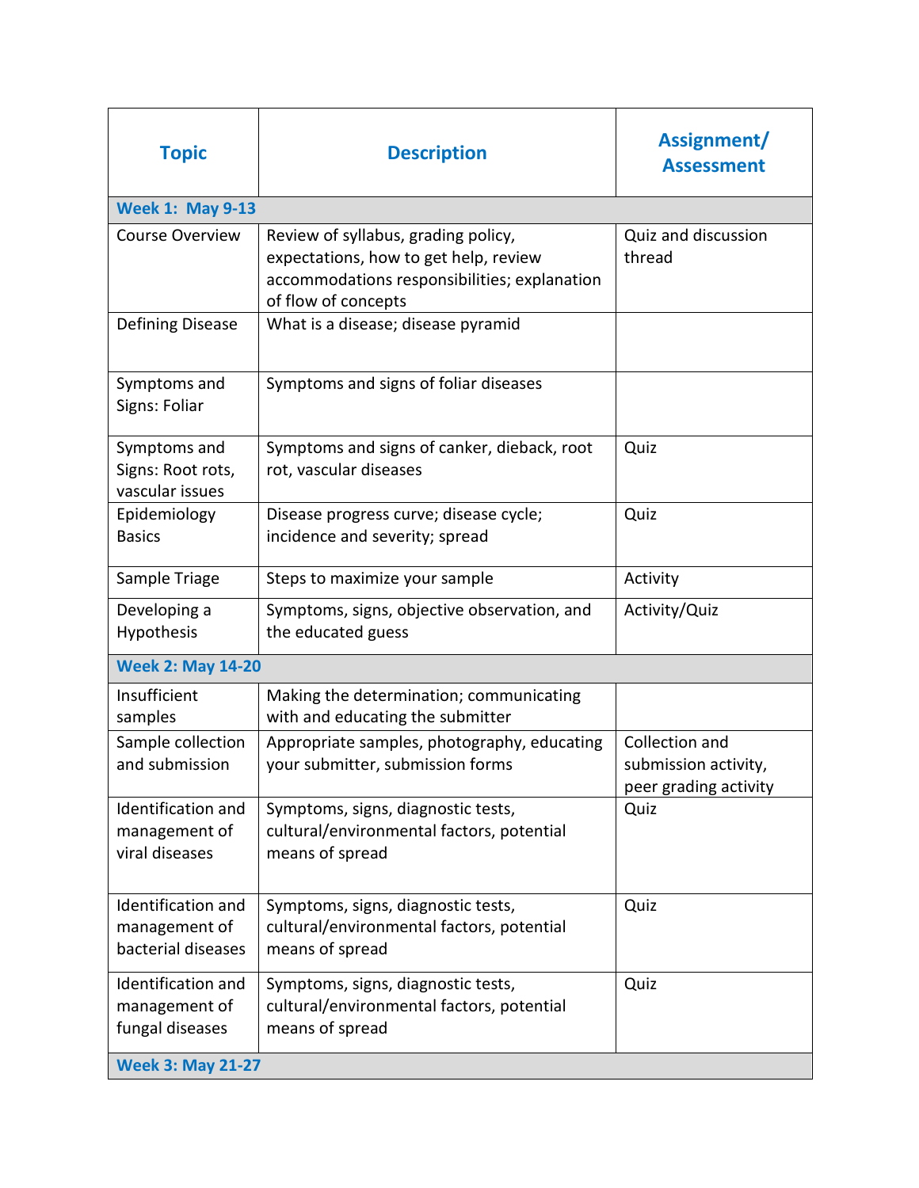| Topic | Description | Assignment/ Assessment |
|---|---|---|
| **Week 1: May 9-13** | | |
| Course Overview | Review of syllabus, grading policy, expectations, how to get help, review accommodations responsibilities; explanation of flow of concepts | Quiz and discussion thread |
| Defining Disease | What is a disease; disease pyramid | |
| Symptoms and Signs: Foliar | Symptoms and signs of foliar diseases | |
| Symptoms and Signs: Root rots, vascular issues | Symptoms and signs of canker, dieback, root rot, vascular diseases | Quiz |
| Epidemiology Basics | Disease progress curve; disease cycle; incidence and severity; spread | Quiz |
| Sample Triage | Steps to maximize your sample | Activity |
| Developing a Hypothesis | Symptoms, signs, objective observation, and the educated guess | Activity/Quiz |
| **Week 2: May 14-20** | | |
| Insufficient samples | Making the determination; communicating with and educating the submitter | |
| Sample collection and submission | Appropriate samples, photography, educating your submitter, submission forms | Collection and submission activity, peer grading activity |
| Identification and management of viral diseases | Symptoms, signs, diagnostic tests, cultural/environmental factors, potential means of spread | Quiz |
| Identification and management of bacterial diseases | Symptoms, signs, diagnostic tests, cultural/environmental factors, potential means of spread | Quiz |
| Identification and management of fungal diseases | Symptoms, signs, diagnostic tests, cultural/environmental factors, potential means of spread | Quiz |
| **Week 3: May 21-27** | | |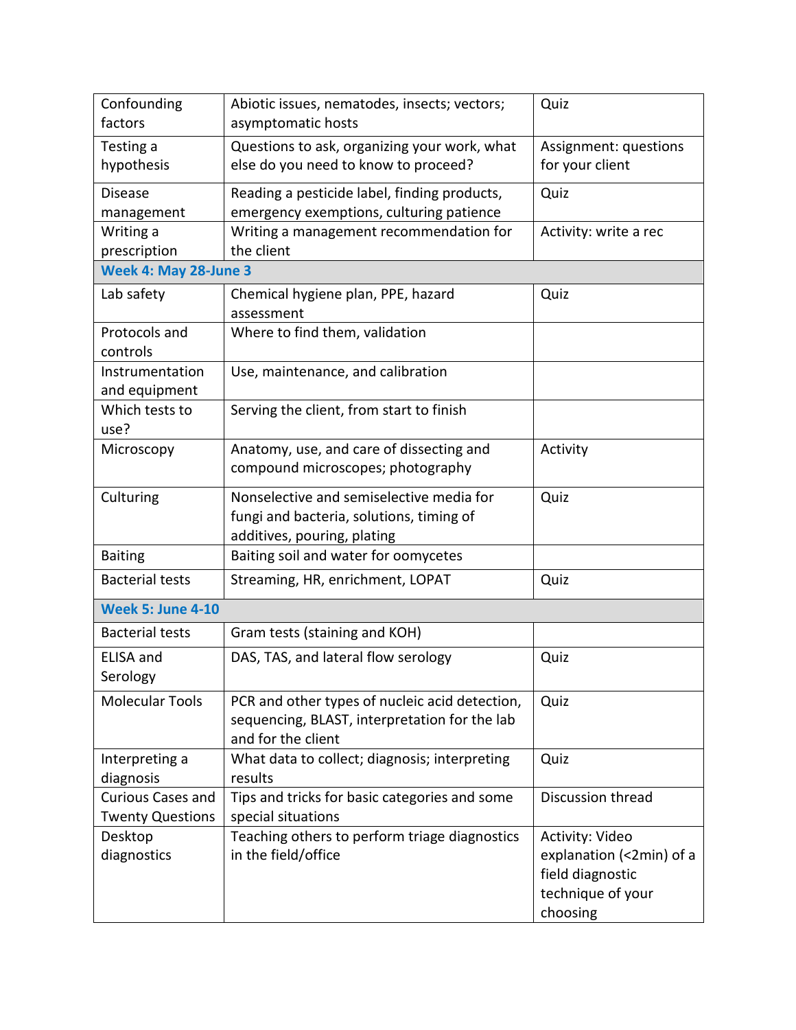| | | |
|---|---|---|
| Confounding factors | Abiotic issues, nematodes, insects; vectors; asymptomatic hosts | Quiz |
| Testing a hypothesis | Questions to ask, organizing your work, what else do you need to know to proceed? | Assignment: questions for your client |
| Disease management | Reading a pesticide label, finding products, emergency exemptions, culturing patience | Quiz |
| Writing a prescription | Writing a management recommendation for the client | Activity: write a rec |
| **Week 4: May 28-June 3** | | |
| Lab safety | Chemical hygiene plan, PPE, hazard assessment | Quiz |
| Protocols and controls | Where to find them, validation | |
| Instrumentation and equipment | Use, maintenance, and calibration | |
| Which tests to use? | Serving the client, from start to finish | |
| Microscopy | Anatomy, use, and care of dissecting and compound microscopes; photography | Activity |
| Culturing | Nonselective and semiselective media for fungi and bacteria, solutions, timing of additives, pouring, plating | Quiz |
| Baiting | Baiting soil and water for oomycetes | |
| Bacterial tests | Streaming, HR, enrichment, LOPAT | Quiz |
| **Week 5: June 4-10** | | |
| Bacterial tests | Gram tests (staining and KOH) | |
| ELISA and Serology | DAS, TAS, and lateral flow serology | Quiz |
| Molecular Tools | PCR and other types of nucleic acid detection, sequencing, BLAST, interpretation for the lab and for the client | Quiz |
| Interpreting a diagnosis | What data to collect; diagnosis; interpreting results | Quiz |
| Curious Cases and Twenty Questions | Tips and tricks for basic categories and some special situations | Discussion thread |
| Desktop diagnostics | Teaching others to perform triage diagnostics in the field/office | Activity: Video explanation (<2min) of a field diagnostic technique of your choosing |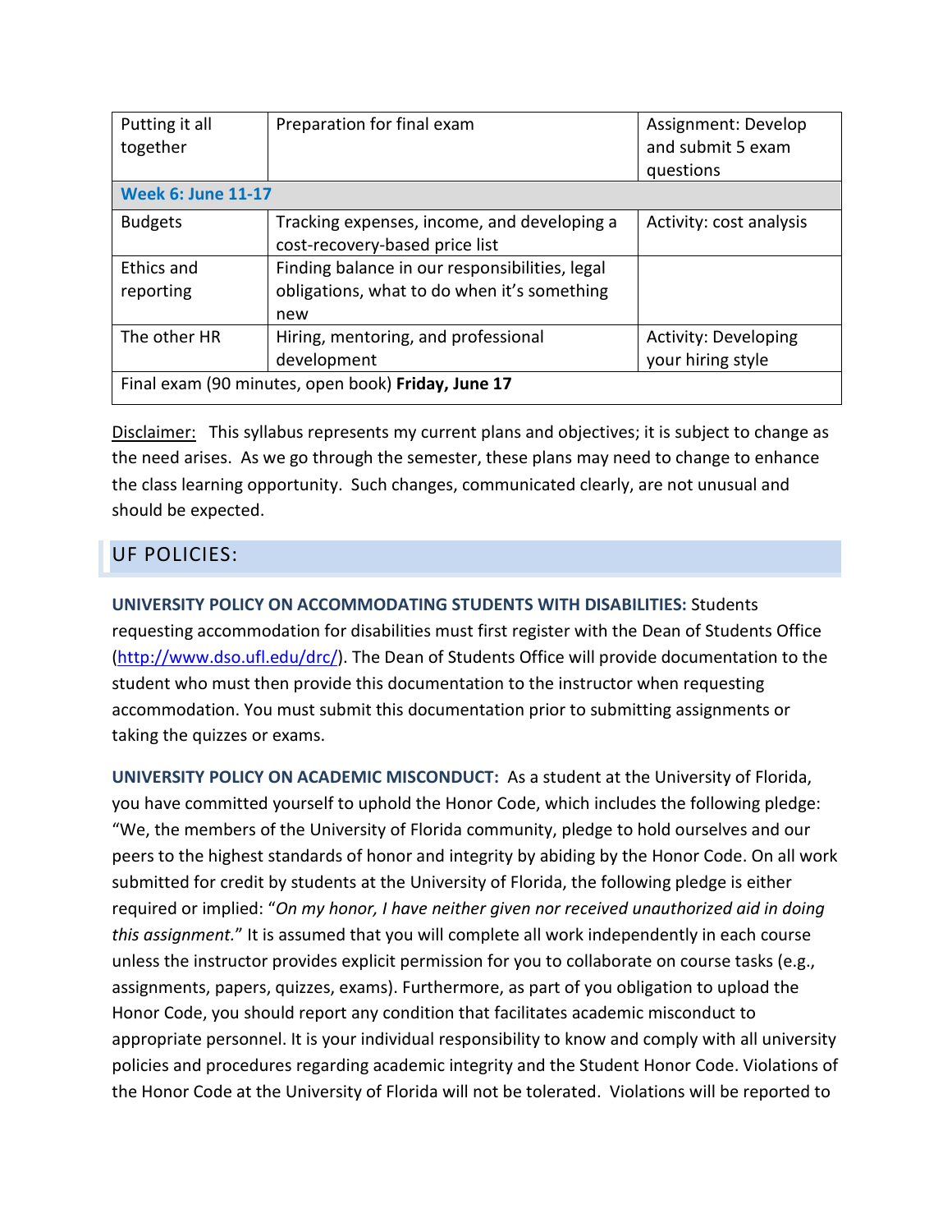| | | |
|---|---|---|
| Putting it all together | Preparation for final exam | Assignment: Develop and submit 5 exam questions |
| **Week 6: June 11-17** | | |
| Budgets | Tracking expenses, income, and developing a cost-recovery-based price list | Activity: cost analysis |
| Ethics and reporting | Finding balance in our responsibilities, legal obligations, what to do when it's something new | |
| The other HR | Hiring, mentoring, and professional development | Activity: Developing your hiring style |
| Final exam (90 minutes, open book) **Friday, June 17** | | |

Disclaimer: This syllabus represents my current plans and objectives; it is subject to change as the need arises. As we go through the semester, these plans may need to change to enhance the class learning opportunity. Such changes, communicated clearly, are not unusual and should be expected.

## UF POLICIES:

**UNIVERSITY POLICY ON ACCOMMODATING STUDENTS WITH DISABILITIES:** Students requesting accommodation for disabilities must first register with the Dean of Students Office (http://www.dso.ufl.edu/drc/). The Dean of Students Office will provide documentation to the student who must then provide this documentation to the instructor when requesting accommodation. You must submit this documentation prior to submitting assignments or taking the quizzes or exams.

**UNIVERSITY POLICY ON ACADEMIC MISCONDUCT:** As a student at the University of Florida, you have committed yourself to uphold the Honor Code, which includes the following pledge: "We, the members of the University of Florida community, pledge to hold ourselves and our peers to the highest standards of honor and integrity by abiding by the Honor Code. On all work submitted for credit by students at the University of Florida, the following pledge is either required or implied: "*On my honor, I have neither given nor received unauthorized aid in doing this assignment.*" It is assumed that you will complete all work independently in each course unless the instructor provides explicit permission for you to collaborate on course tasks (e.g., assignments, papers, quizzes, exams). Furthermore, as part of you obligation to upload the Honor Code, you should report any condition that facilitates academic misconduct to appropriate personnel. It is your individual responsibility to know and comply with all university policies and procedures regarding academic integrity and the Student Honor Code. Violations of the Honor Code at the University of Florida will not be tolerated. Violations will be reported to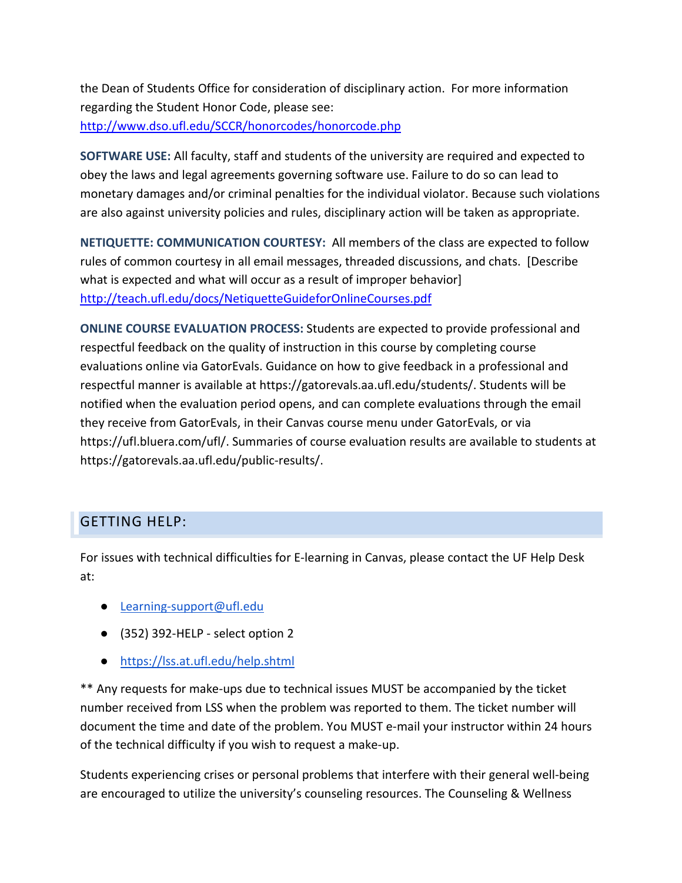the Dean of Students Office for consideration of disciplinary action. For more information regarding the Student Honor Code, please see: [http://www.dso.ufl.edu/SCCR/honorcodes/honorcode.php](http://www.dso.ufl.edu/SCCR/honorcodes/honorcode.php)

**SOFTWARE USE:** All faculty, staff and students of the university are required and expected to obey the laws and legal agreements governing software use. Failure to do so can lead to monetary damages and/or criminal penalties for the individual violator. Because such violations are also against university policies and rules, disciplinary action will be taken as appropriate.

**NETIQUETTE: COMMUNICATION COURTESY:** All members of the class are expected to follow rules of common courtesy in all email messages, threaded discussions, and chats. [Describe what is expected and what will occur as a result of improper behavior] [http://teach.ufl.edu/docs/NetiquetteGuideforOnlineCourses.pdf](http://teach.ufl.edu/docs/NetiquetteGuideforOnlineCourses.pdf)

**ONLINE COURSE EVALUATION PROCESS:** Students are expected to provide professional and respectful feedback on the quality of instruction in this course by completing course evaluations online via GatorEvals. Guidance on how to give feedback in a professional and respectful manner is available at https://gatorevals.aa.ufl.edu/students/. Students will be notified when the evaluation period opens, and can complete evaluations through the email they receive from GatorEvals, in their Canvas course menu under GatorEvals, or via https://ufl.bluera.com/ufl/. Summaries of course evaluation results are available to students at https://gatorevals.aa.ufl.edu/public-results/.

## GETTING HELP:

For issues with technical difficulties for E-learning in Canvas, please contact the UF Help Desk at:

- [Learning-support@ufl.edu](mailto:Learning-support@ufl.edu)
- (352) 392-HELP - select option 2
- [https://lss.at.ufl.edu/help.shtml](https://lss.at.ufl.edu/help.shtml)

** Any requests for make-ups due to technical issues MUST be accompanied by the ticket number received from LSS when the problem was reported to them. The ticket number will document the time and date of the problem. You MUST e-mail your instructor within 24 hours of the technical difficulty if you wish to request a make-up.

Students experiencing crises or personal problems that interfere with their general well-being are encouraged to utilize the university's counseling resources. The Counseling & Wellness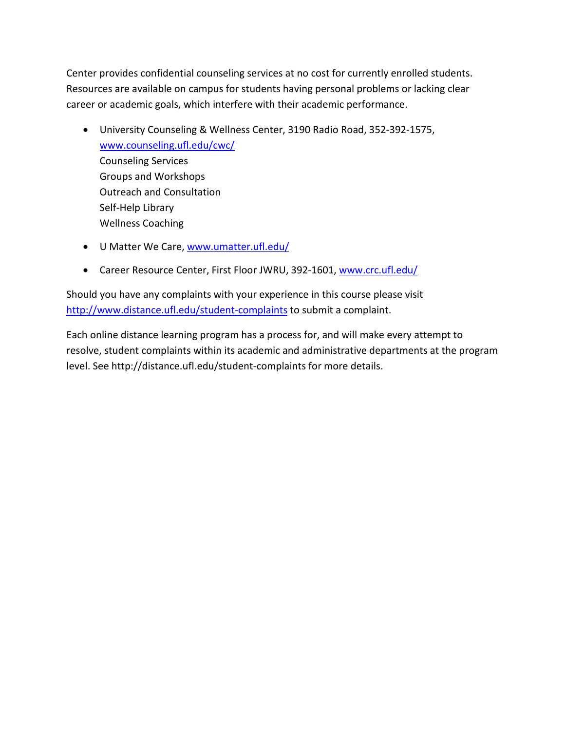Center provides confidential counseling services at no cost for currently enrolled students. Resources are available on campus for students having personal problems or lacking clear career or academic goals, which interfere with their academic performance.

- University Counseling & Wellness Center, 3190 Radio Road, 352-392-1575, www.counseling.ufl.edu/cwc/
  Counseling Services
  Groups and Workshops
  Outreach and Consultation
  Self-Help Library
  Wellness Coaching
- U Matter We Care, www.umatter.ufl.edu/
- Career Resource Center, First Floor JWRU, 392-1601, www.crc.ufl.edu/

Should you have any complaints with your experience in this course please visit http://www.distance.ufl.edu/student-complaints to submit a complaint.

Each online distance learning program has a process for, and will make every attempt to resolve, student complaints within its academic and administrative departments at the program level. See http://distance.ufl.edu/student-complaints for more details.